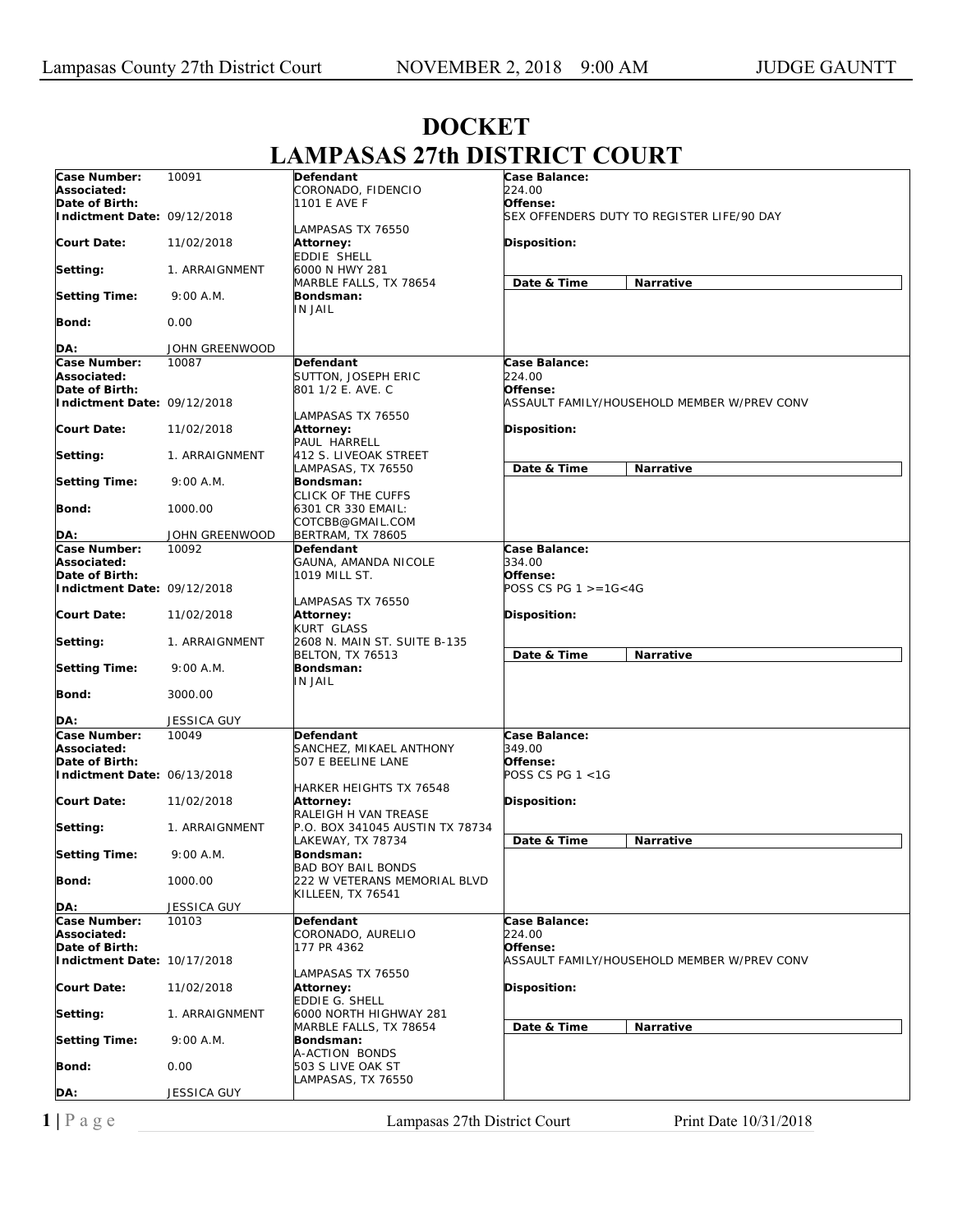# DOCKET
# LAMPASAS 27th DISTRICT COURT

Lampasas County 27th District Court — NOVEMBER 2, 2018 9:00 AM — JUDGE GAUNTT

| | | Defendant | Case Balance / Offense / Disposition |
|---|---|---|---|
| **Case Number:** | 10091 | **Defendant** | **Case Balance:** |
| **Associated:** | | CORONADO, FIDENCIO | 224.00 |
| **Date of Birth:** | | 1101 E AVE F | **Offense:** |
| **Indictment Date:** | 09/12/2018 | LAMPASAS TX 76550 | SEX OFFENDERS DUTY TO REGISTER LIFE/90 DAY |
| **Court Date:** | 11/02/2018 | **Attorney:** EDDIE SHELL | **Disposition:** |
| **Setting:** | 1. ARRAIGNMENT | 6000 N HWY 281 MARBLE FALLS, TX 78654 | **Date & Time** / **Narrative** |
| **Setting Time:** | 9:00 A.M. | **Bondsman:** IN JAIL | |
| **Bond:** | 0.00 | | |
| **DA:** | JOHN GREENWOOD | | |
| **Case Number:** | 10087 | **Defendant** | **Case Balance:** |
| **Associated:** | | SUTTON, JOSEPH ERIC | 224.00 |
| **Date of Birth:** | | 801 1/2 E. AVE. C | **Offense:** |
| **Indictment Date:** | 09/12/2018 | LAMPASAS TX 76550 | ASSAULT FAMILY/HOUSEHOLD MEMBER W/PREV CONV |
| **Court Date:** | 11/02/2018 | **Attorney:** PAUL HARRELL | **Disposition:** |
| **Setting:** | 1. ARRAIGNMENT | 412 S. LIVEOAK STREET LAMPASAS, TX 76550 | **Date & Time** / **Narrative** |
| **Setting Time:** | 9:00 A.M. | **Bondsman:** CLICK OF THE CUFFS | |
| **Bond:** | 1000.00 | 6301 CR 330 EMAIL: COTCBB@GMAIL.COM | |
| **DA:** | JOHN GREENWOOD | BERTRAM, TX 78605 | |
| **Case Number:** | 10092 | **Defendant** | **Case Balance:** |
| **Associated:** | | GAUNA, AMANDA NICOLE | 334.00 |
| **Date of Birth:** | | 1019 MILL ST. | **Offense:** |
| **Indictment Date:** | 09/12/2018 | LAMPASAS TX 76550 | POSS CS PG 1 >=1G<4G |
| **Court Date:** | 11/02/2018 | **Attorney:** KURT GLASS | **Disposition:** |
| **Setting:** | 1. ARRAIGNMENT | 2608 N. MAIN ST. SUITE B-135 BELTON, TX 76513 | **Date & Time** / **Narrative** |
| **Setting Time:** | 9:00 A.M. | **Bondsman:** IN JAIL | |
| **Bond:** | 3000.00 | | |
| **DA:** | JESSICA GUY | | |
| **Case Number:** | 10049 | **Defendant** | **Case Balance:** |
| **Associated:** | | SANCHEZ, MIKAEL ANTHONY | 349.00 |
| **Date of Birth:** | | 507 E BEELINE LANE | **Offense:** |
| **Indictment Date:** | 06/13/2018 | HARKER HEIGHTS TX 76548 | POSS CS PG 1 <1G |
| **Court Date:** | 11/02/2018 | **Attorney:** RALEIGH H VAN TREASE | **Disposition:** |
| **Setting:** | 1. ARRAIGNMENT | P.O. BOX 341045 AUSTIN TX 78734 LAKEWAY, TX 78734 | **Date & Time** / **Narrative** |
| **Setting Time:** | 9:00 A.M. | **Bondsman:** BAD BOY BAIL BONDS | |
| **Bond:** | 1000.00 | 222 W VETERANS MEMORIAL BLVD KILLEEN, TX 76541 | |
| **DA:** | JESSICA GUY | | |
| **Case Number:** | 10103 | **Defendant** | **Case Balance:** |
| **Associated:** | | CORONADO, AURELIO | 224.00 |
| **Date of Birth:** | | 177 PR 4362 | **Offense:** |
| **Indictment Date:** | 10/17/2018 | LAMPASAS TX 76550 | ASSAULT FAMILY/HOUSEHOLD MEMBER W/PREV CONV |
| **Court Date:** | 11/02/2018 | **Attorney:** EDDIE G. SHELL | **Disposition:** |
| **Setting:** | 1. ARRAIGNMENT | 6000 NORTH HIGHWAY 281 MARBLE FALLS, TX 78654 | **Date & Time** / **Narrative** |
| **Setting Time:** | 9:00 A.M. | **Bondsman:** A-ACTION BONDS | |
| **Bond:** | 0.00 | 503 S LIVE OAK ST LAMPASAS, TX 76550 | |
| **DA:** | JESSICA GUY | | |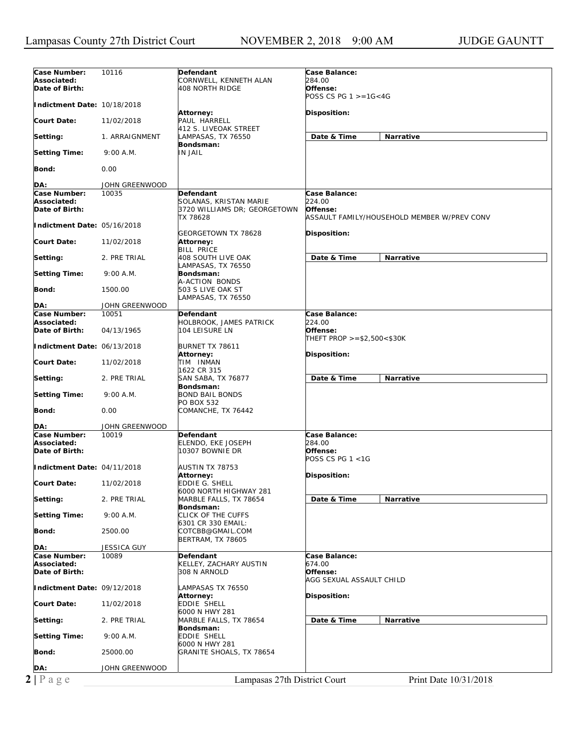| Field | Value | Defendant / Attorney / Bondsman | Case Details |
|---|---|---|---|
| **Case Number:** | 10116 | **Defendant** | **Case Balance:** |
| **Associated:** | | CORNWELL, KENNETH ALAN | 284.00 |
| **Date of Birth:** | | 408 NORTH RIDGE | **Offense:** |
| | | | POSS CS PG 1 >=1G<4G |
| **Indictment Date:** | 10/18/2018 | **Attorney:** | **Disposition:** |
| **Court Date:** | 11/02/2018 | PAUL HARRELL | |
| | | 412 S. LIVEOAK STREET | |
| **Setting:** | 1. ARRAIGNMENT | LAMPASAS, TX 76550 | **Date & Time** / **Narrative** |
| | | **Bondsman:** | |
| **Setting Time:** | 9:00 A.M. | IN JAIL | |
| **Bond:** | 0.00 | | |
| **DA:** | JOHN GREENWOOD | | |
| **Case Number:** | 10035 | **Defendant** | **Case Balance:** |
| **Associated:** | | SOLANAS, KRISTAN MARIE | 224.00 |
| **Date of Birth:** | | 3720 WILLIAMS DR; GEORGETOWN TX 78628 | **Offense:** |
| | | | ASSAULT FAMILY/HOUSEHOLD MEMBER W/PREV CONV |
| **Indictment Date:** | 05/16/2018 | GEORGETOWN TX 78628 | **Disposition:** |
| **Court Date:** | 11/02/2018 | **Attorney:** | |
| | | BILL PRICE | |
| **Setting:** | 2. PRE TRIAL | 408 SOUTH LIVE OAK | **Date & Time** / **Narrative** |
| | | LAMPASAS, TX 76550 | |
| **Setting Time:** | 9:00 A.M. | **Bondsman:** | |
| | | A-ACTION BONDS | |
| **Bond:** | 1500.00 | 503 S LIVE OAK ST | |
| | | LAMPASAS, TX 76550 | |
| **DA:** | JOHN GREENWOOD | | |
| **Case Number:** | 10051 | **Defendant** | **Case Balance:** |
| **Associated:** | | HOLBROOK, JAMES PATRICK | 224.00 |
| **Date of Birth:** | 04/13/1965 | 104 LEISURE LN | **Offense:** |
| | | | THEFT PROP >=$2,500<$30K |
| **Indictment Date:** | 06/13/2018 | BURNET TX 78611 | |
| | | **Attorney:** | **Disposition:** |
| **Court Date:** | 11/02/2018 | TIM INMAN | |
| | | 1622 CR 315 | |
| **Setting:** | 2. PRE TRIAL | SAN SABA, TX 76877 | **Date & Time** / **Narrative** |
| | | **Bondsman:** | |
| **Setting Time:** | 9:00 A.M. | BOND BAIL BONDS | |
| | | PO BOX 532 | |
| **Bond:** | 0.00 | COMANCHE, TX 76442 | |
| **DA:** | JOHN GREENWOOD | | |
| **Case Number:** | 10019 | **Defendant** | **Case Balance:** |
| **Associated:** | | ELENDO, EKE JOSEPH | 284.00 |
| **Date of Birth:** | | 10307 BOWNIE DR | **Offense:** |
| | | | POSS CS PG 1 <1G |
| **Indictment Date:** | 04/11/2018 | AUSTIN TX 78753 | |
| | | **Attorney:** | **Disposition:** |
| **Court Date:** | 11/02/2018 | EDDIE G. SHELL | |
| | | 6000 NORTH HIGHWAY 281 | |
| **Setting:** | 2. PRE TRIAL | MARBLE FALLS, TX 78654 | **Date & Time** / **Narrative** |
| | | **Bondsman:** | |
| **Setting Time:** | 9:00 A.M. | CLICK OF THE CUFFS | |
| | | 6301 CR 330 EMAIL: | |
| **Bond:** | 2500.00 | COTCBB@GMAIL.COM | |
| | | BERTRAM, TX 78605 | |
| **DA:** | JESSICA GUY | | |
| **Case Number:** | 10089 | **Defendant** | **Case Balance:** |
| **Associated:** | | KELLEY, ZACHARY AUSTIN | 674.00 |
| **Date of Birth:** | | 308 N ARNOLD | **Offense:** |
| | | | AGG SEXUAL ASSAULT CHILD |
| **Indictment Date:** | 09/12/2018 | LAMPASAS TX 76550 | |
| | | **Attorney:** | **Disposition:** |
| **Court Date:** | 11/02/2018 | EDDIE SHELL | |
| | | 6000 N HWY 281 | |
| **Setting:** | 2. PRE TRIAL | MARBLE FALLS, TX 78654 | **Date & Time** / **Narrative** |
| | | **Bondsman:** | |
| **Setting Time:** | 9:00 A.M. | EDDIE SHELL | |
| | | 6000 N HWY 281 | |
| **Bond:** | 25000.00 | GRANITE SHOALS, TX 78654 | |
| **DA:** | JOHN GREENWOOD | | |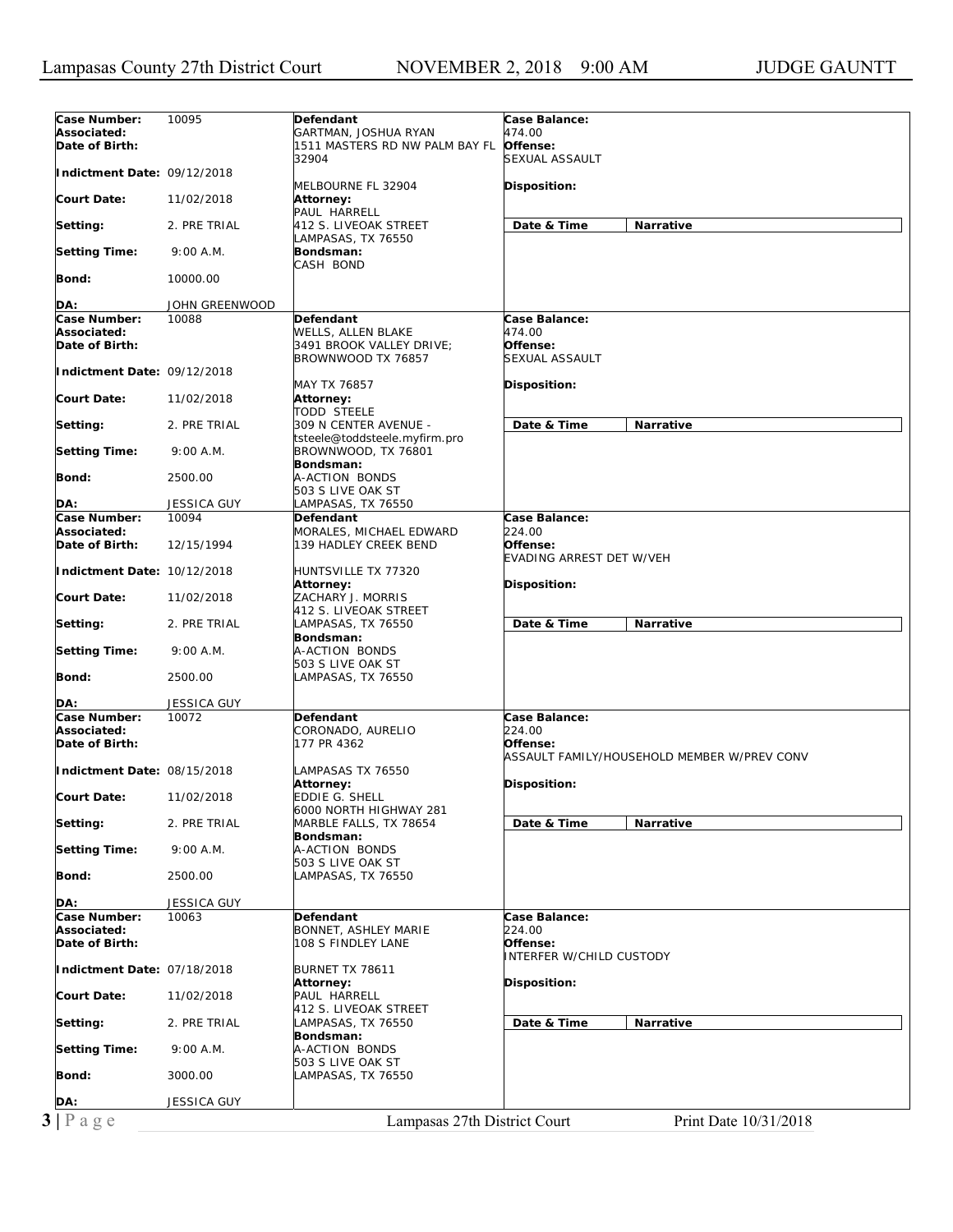| Case Number: | 10095 | Defendant | Case Balance: | |
|---|---|---|---|---|
| Associated: | | GARTMAN, JOSHUA RYAN | 474.00 | |
| Date of Birth: | | 1511 MASTERS RD NW PALM BAY FL 32904 | Offense: SEXUAL ASSAULT | |
| Indictment Date: | 09/12/2018 | MELBOURNE FL 32904 | Disposition: | |
| Court Date: | 11/02/2018 | Attorney: PAUL HARRELL | | |
| Setting: | 2. PRE TRIAL | 412 S. LIVEOAK STREET LAMPASAS, TX 76550 | Date & Time | Narrative |
| Setting Time: | 9:00 A.M. | Bondsman: CASH BOND | | |
| Bond: | 10000.00 | | | |
| DA: | JOHN GREENWOOD | | | |

| Case Number: | 10088 | Defendant | Case Balance: | |
|---|---|---|---|---|
| Associated: | | WELLS, ALLEN BLAKE | 474.00 | |
| Date of Birth: | | 3491 BROOK VALLEY DRIVE; BROWNWOOD TX 76857 | Offense: SEXUAL ASSAULT | |
| Indictment Date: | 09/12/2018 | MAY TX 76857 | Disposition: | |
| Court Date: | 11/02/2018 | Attorney: TODD STEELE | | |
| Setting: | 2. PRE TRIAL | 309 N CENTER AVENUE - tsteele@toddsteele.myfirm.pro | Date & Time | Narrative |
| Setting Time: | 9:00 A.M. | BROWNWOOD, TX 76801 Bondsman: | | |
| Bond: | 2500.00 | A-ACTION BONDS 503 S LIVE OAK ST | | |
| DA: | JESSICA GUY | LAMPASAS, TX 76550 | | |

| Case Number: | 10094 | Defendant | Case Balance: | |
|---|---|---|---|---|
| Associated: | | MORALES, MICHAEL EDWARD | 224.00 | |
| Date of Birth: | 12/15/1994 | 139 HADLEY CREEK BEND | Offense: EVADING ARREST DET W/VEH | |
| Indictment Date: | 10/12/2018 | HUNTSVILLE TX 77320 Attorney: | Disposition: | |
| Court Date: | 11/02/2018 | ZACHARY J. MORRIS 412 S. LIVEOAK STREET | | |
| Setting: | 2. PRE TRIAL | LAMPASAS, TX 76550 Bondsman: | Date & Time | Narrative |
| Setting Time: | 9:00 A.M. | A-ACTION BONDS 503 S LIVE OAK ST | | |
| Bond: | 2500.00 | LAMPASAS, TX 76550 | | |
| DA: | JESSICA GUY | | | |

| Case Number: | 10072 | Defendant | Case Balance: | |
|---|---|---|---|---|
| Associated: | | CORONADO, AURELIO | 224.00 | |
| Date of Birth: | | 177 PR 4362 | Offense: ASSAULT FAMILY/HOUSEHOLD MEMBER W/PREV CONV | |
| Indictment Date: | 08/15/2018 | LAMPASAS TX 76550 Attorney: | Disposition: | |
| Court Date: | 11/02/2018 | EDDIE G. SHELL 6000 NORTH HIGHWAY 281 | | |
| Setting: | 2. PRE TRIAL | MARBLE FALLS, TX 78654 Bondsman: | Date & Time | Narrative |
| Setting Time: | 9:00 A.M. | A-ACTION BONDS 503 S LIVE OAK ST | | |
| Bond: | 2500.00 | LAMPASAS, TX 76550 | | |
| DA: | JESSICA GUY | | | |

| Case Number: | 10063 | Defendant | Case Balance: | |
|---|---|---|---|---|
| Associated: | | BONNET, ASHLEY MARIE | 224.00 | |
| Date of Birth: | | 108 S FINDLEY LANE | Offense: INTERFER W/CHILD CUSTODY | |
| Indictment Date: | 07/18/2018 | BURNET TX 78611 Attorney: | Disposition: | |
| Court Date: | 11/02/2018 | PAUL HARRELL 412 S. LIVEOAK STREET | | |
| Setting: | 2. PRE TRIAL | LAMPASAS, TX 76550 Bondsman: | Date & Time | Narrative |
| Setting Time: | 9:00 A.M. | A-ACTION BONDS 503 S LIVE OAK ST | | |
| Bond: | 3000.00 | LAMPASAS, TX 76550 | | |
| DA: | JESSICA GUY | | | |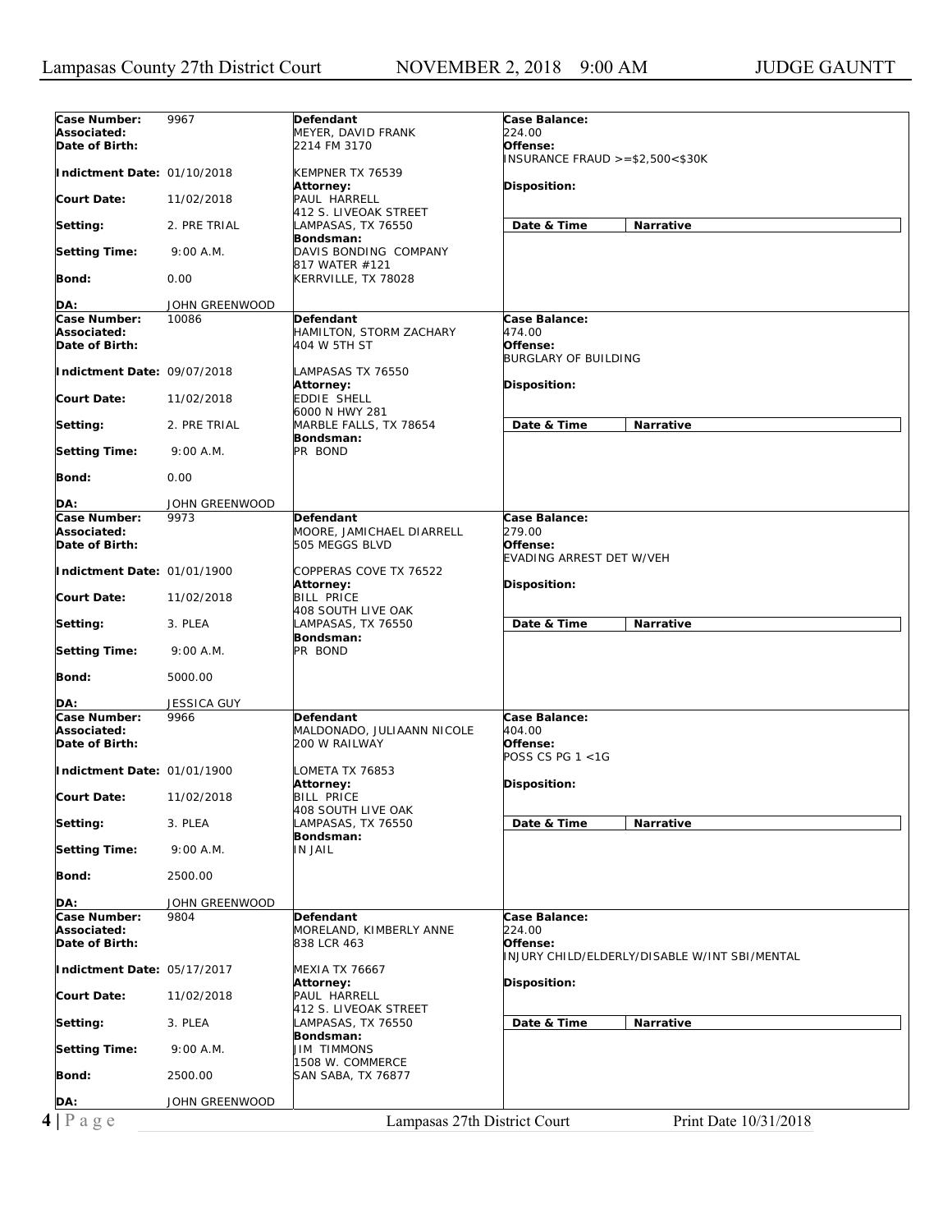| | | | |
|---|---|---|---|
| **Case Number:** 9967<br>**Associated:**<br>**Date of Birth:**<br>**Indictment Date:** 01/10/2018<br>**Court Date:** 11/02/2018<br>**Setting:** 2. PRE TRIAL<br>**Setting Time:** 9:00 A.M.<br>**Bond:** 0.00<br>**DA:** JOHN GREENWOOD | **Defendant**<br>MEYER, DAVID FRANK<br>2214 FM 3170<br>KEMPNER TX 76539<br>**Attorney:**<br>PAUL HARRELL<br>412 S. LIVEOAK STREET<br>LAMPASAS, TX 76550<br>**Bondsman:**<br>DAVIS BONDING COMPANY<br>817 WATER #121<br>KERRVILLE, TX 78028 | **Case Balance:**<br>224.00<br>**Offense:**<br>INSURANCE FRAUD >=$2,500<$30K<br>**Disposition:** | **Date & Time** / **Narrative** |
| **Case Number:** 10086<br>**Associated:**<br>**Date of Birth:**<br>**Indictment Date:** 09/07/2018<br>**Court Date:** 11/02/2018<br>**Setting:** 2. PRE TRIAL<br>**Setting Time:** 9:00 A.M.<br>**Bond:** 0.00<br>**DA:** JOHN GREENWOOD | **Defendant**<br>HAMILTON, STORM ZACHARY<br>404 W 5TH ST<br>LAMPASAS TX 76550<br>**Attorney:**<br>EDDIE SHELL<br>6000 N HWY 281<br>MARBLE FALLS, TX 78654<br>**Bondsman:**<br>PR BOND | **Case Balance:**<br>474.00<br>**Offense:**<br>BURGLARY OF BUILDING<br>**Disposition:** | **Date & Time** / **Narrative** |
| **Case Number:** 9973<br>**Associated:**<br>**Date of Birth:**<br>**Indictment Date:** 01/01/1900<br>**Court Date:** 11/02/2018<br>**Setting:** 3. PLEA<br>**Setting Time:** 9:00 A.M.<br>**Bond:** 5000.00<br>**DA:** JESSICA GUY | **Defendant**<br>MOORE, JAMICHAEL DIARRELL<br>505 MEGGS BLVD<br>COPPERAS COVE TX 76522<br>**Attorney:**<br>BILL PRICE<br>408 SOUTH LIVE OAK<br>LAMPASAS, TX 76550<br>**Bondsman:**<br>PR BOND | **Case Balance:**<br>279.00<br>**Offense:**<br>EVADING ARREST DET W/VEH<br>**Disposition:** | **Date & Time** / **Narrative** |
| **Case Number:** 9966<br>**Associated:**<br>**Date of Birth:**<br>**Indictment Date:** 01/01/1900<br>**Court Date:** 11/02/2018<br>**Setting:** 3. PLEA<br>**Setting Time:** 9:00 A.M.<br>**Bond:** 2500.00<br>**DA:** JOHN GREENWOOD | **Defendant**<br>MALDONADO, JULIAANN NICOLE<br>200 W RAILWAY<br>LOMETA TX 76853<br>**Attorney:**<br>BILL PRICE<br>408 SOUTH LIVE OAK<br>LAMPASAS, TX 76550<br>**Bondsman:**<br>IN JAIL | **Case Balance:**<br>404.00<br>**Offense:**<br>POSS CS PG 1 <1G<br>**Disposition:** | **Date & Time** / **Narrative** |
| **Case Number:** 9804<br>**Associated:**<br>**Date of Birth:**<br>**Indictment Date:** 05/17/2017<br>**Court Date:** 11/02/2018<br>**Setting:** 3. PLEA<br>**Setting Time:** 9:00 A.M.<br>**Bond:** 2500.00<br>**DA:** JOHN GREENWOOD | **Defendant**<br>MORELAND, KIMBERLY ANNE<br>838 LCR 463<br>MEXIA TX 76667<br>**Attorney:**<br>PAUL HARRELL<br>412 S. LIVEOAK STREET<br>LAMPASAS, TX 76550<br>**Bondsman:**<br>JIM TIMMONS<br>1508 W. COMMERCE<br>SAN SABA, TX 76877 | **Case Balance:**<br>224.00<br>**Offense:**<br>INJURY CHILD/ELDERLY/DISABLE W/INT SBI/MENTAL<br>**Disposition:** | **Date & Time** / **Narrative** |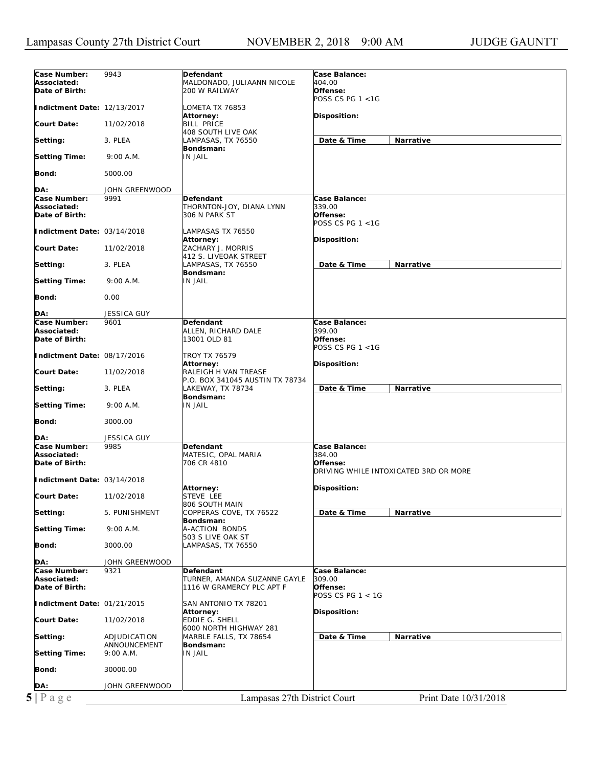| Field | Value | Defendant / Attorney / Bondsman | Case Details |
|---|---|---|---|
| **Case Number:** | 9943 | **Defendant** | **Case Balance:** 404.00 |
| **Associated:** | | MALDONADO, JULIAANN NICOLE | **Offense:** POSS CS PG 1 <1G |
| **Date of Birth:** | | 200 W RAILWAY | **Disposition:** |
| **Indictment Date:** | 12/13/2017 | LOMETA TX 76853 | |
| **Court Date:** | 11/02/2018 | **Attorney:** BILL PRICE, 408 SOUTH LIVE OAK, LAMPASAS, TX 76550 | **Date & Time** / **Narrative** |
| **Setting:** | 3. PLEA | **Bondsman:** IN JAIL | |
| **Setting Time:** | 9:00 A.M. | | |
| **Bond:** | 5000.00 | | |
| **DA:** | JOHN GREENWOOD | | |
| **Case Number:** | 9991 | **Defendant** | **Case Balance:** 339.00 |
| **Associated:** | | THORNTON-JOY, DIANA LYNN | **Offense:** POSS CS PG 1 <1G |
| **Date of Birth:** | | 306 N PARK ST | **Disposition:** |
| **Indictment Date:** | 03/14/2018 | LAMPASAS TX 76550 | |
| **Court Date:** | 11/02/2018 | **Attorney:** ZACHARY J. MORRIS, 412 S. LIVEOAK STREET, LAMPASAS, TX 76550 | **Date & Time** / **Narrative** |
| **Setting:** | 3. PLEA | **Bondsman:** IN JAIL | |
| **Setting Time:** | 9:00 A.M. | | |
| **Bond:** | 0.00 | | |
| **DA:** | JESSICA GUY | | |
| **Case Number:** | 9601 | **Defendant** | **Case Balance:** 399.00 |
| **Associated:** | | ALLEN, RICHARD DALE | **Offense:** POSS CS PG 1 <1G |
| **Date of Birth:** | | 13001 OLD 81 | **Disposition:** |
| **Indictment Date:** | 08/17/2016 | TROY TX 76579 | |
| **Court Date:** | 11/02/2018 | **Attorney:** RALEIGH H VAN TREASE, P.O. BOX 341045 AUSTIN TX 78734, LAKEWAY, TX 78734 | **Date & Time** / **Narrative** |
| **Setting:** | 3. PLEA | **Bondsman:** IN JAIL | |
| **Setting Time:** | 9:00 A.M. | | |
| **Bond:** | 3000.00 | | |
| **DA:** | JESSICA GUY | | |
| **Case Number:** | 9985 | **Defendant** | **Case Balance:** 384.00 |
| **Associated:** | | MATESIC, OPAL MARIA | **Offense:** DRIVING WHILE INTOXICATED 3RD OR MORE |
| **Date of Birth:** | | 706 CR 4810 | **Disposition:** |
| **Indictment Date:** | 03/14/2018 | | |
| **Court Date:** | 11/02/2018 | **Attorney:** STEVE LEE, 806 SOUTH MAIN, COPPERAS COVE, TX 76522 | **Date & Time** / **Narrative** |
| **Setting:** | 5. PUNISHMENT | **Bondsman:** A-ACTION BONDS, 503 S LIVE OAK ST, LAMPASAS, TX 76550 | |
| **Setting Time:** | 9:00 A.M. | | |
| **Bond:** | 3000.00 | | |
| **DA:** | JOHN GREENWOOD | | |
| **Case Number:** | 9321 | **Defendant** | **Case Balance:** 309.00 |
| **Associated:** | | TURNER, AMANDA SUZANNE GAYLE | **Offense:** POSS CS PG 1 < 1G |
| **Date of Birth:** | | 1116 W GRAMERCY PLC APT F | **Disposition:** |
| **Indictment Date:** | 01/21/2015 | SAN ANTONIO TX 78201 | |
| **Court Date:** | 11/02/2018 | **Attorney:** EDDIE G. SHELL, 6000 NORTH HIGHWAY 281, MARBLE FALLS, TX 78654 | **Date & Time** / **Narrative** |
| **Setting:** | ADJUDICATION ANNOUNCEMENT | **Bondsman:** IN JAIL | |
| **Setting Time:** | 9:00 A.M. | | |
| **Bond:** | 30000.00 | | |
| **DA:** | JOHN GREENWOOD | | |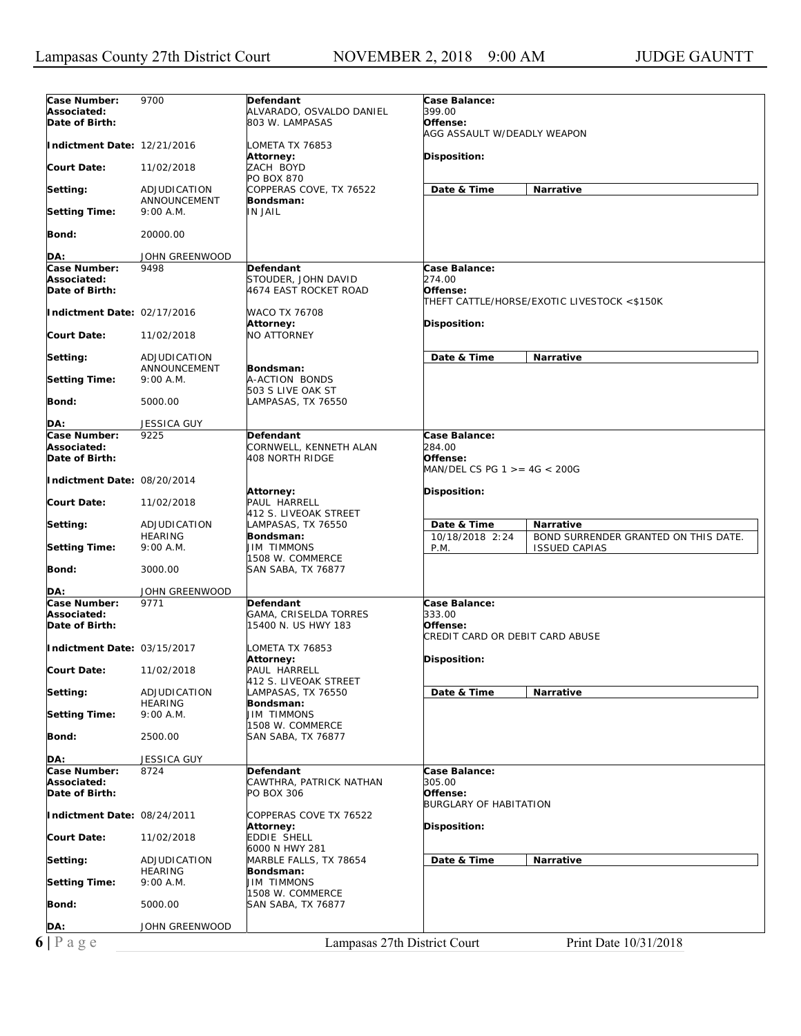**Case Number:** 9700
**Associated:**
**Date of Birth:**
**Indictment Date:** 12/21/2016
**Court Date:** 11/02/2018
**Setting:** ADJUDICATION ANNOUNCEMENT
**Setting Time:** 9:00 A.M.
**Bond:** 20000.00
**DA:** JOHN GREENWOOD

**Defendant**
ALVARADO, OSVALDO DANIEL
803 W. LAMPASAS

LOMETA TX 76853
**Attorney:**
ZACH BOYD
PO BOX 870
COPPERAS COVE, TX 76522
**Bondsman:**
IN JAIL

**Case Balance:**
399.00
**Offense:**
AGG ASSAULT W/DEADLY WEAPON

**Disposition:**

| Date & Time | Narrative |
| --- | --- |

---

**Case Number:** 9498
**Associated:**
**Date of Birth:**
**Indictment Date:** 02/17/2016
**Court Date:** 11/02/2018
**Setting:** ADJUDICATION ANNOUNCEMENT
**Setting Time:** 9:00 A.M.
**Bond:** 5000.00
**DA:** JESSICA GUY

**Defendant**
STOUDER, JOHN DAVID
4674 EAST ROCKET ROAD

WACO TX 76708
**Attorney:**
NO ATTORNEY

**Bondsman:**
A-ACTION BONDS
503 S LIVE OAK ST
LAMPASAS, TX 76550

**Case Balance:**
274.00
**Offense:**
THEFT CATTLE/HORSE/EXOTIC LIVESTOCK <$150K

**Disposition:**

| Date & Time | Narrative |
| --- | --- |

---

**Case Number:** 9225
**Associated:**
**Date of Birth:**
**Indictment Date:** 08/20/2014
**Court Date:** 11/02/2018
**Setting:** ADJUDICATION HEARING
**Setting Time:** 9:00 A.M.
**Bond:** 3000.00
**DA:** JOHN GREENWOOD

**Defendant**
CORNWELL, KENNETH ALAN
408 NORTH RIDGE

**Attorney:**
PAUL HARRELL
412 S. LIVEOAK STREET
LAMPASAS, TX 76550
**Bondsman:**
JIM TIMMONS
1508 W. COMMERCE
SAN SABA, TX 76877

**Case Balance:**
284.00
**Offense:**
MAN/DEL CS PG 1 >= 4G < 200G

**Disposition:**

| Date & Time | Narrative |
| --- | --- |
| 10/18/2018 2:24 P.M. | BOND SURRENDER GRANTED ON THIS DATE. ISSUED CAPIAS |

---

**Case Number:** 9771
**Associated:**
**Date of Birth:**
**Indictment Date:** 03/15/2017
**Court Date:** 11/02/2018
**Setting:** ADJUDICATION HEARING
**Setting Time:** 9:00 A.M.
**Bond:** 2500.00
**DA:** JESSICA GUY

**Defendant**
GAMA, CRISELDA TORRES
15400 N. US HWY 183

LOMETA TX 76853
**Attorney:**
PAUL HARRELL
412 S. LIVEOAK STREET
LAMPASAS, TX 76550
**Bondsman:**
JIM TIMMONS
1508 W. COMMERCE
SAN SABA, TX 76877

**Case Balance:**
333.00
**Offense:**
CREDIT CARD OR DEBIT CARD ABUSE

**Disposition:**

| Date & Time | Narrative |
| --- | --- |

---

**Case Number:** 8724
**Associated:**
**Date of Birth:**
**Indictment Date:** 08/24/2011
**Court Date:** 11/02/2018
**Setting:** ADJUDICATION HEARING
**Setting Time:** 9:00 A.M.
**Bond:** 5000.00
**DA:** JOHN GREENWOOD

**Defendant**
CAWTHRA, PATRICK NATHAN
PO BOX 306

COPPERAS COVE TX 76522
**Attorney:**
EDDIE SHELL
6000 N HWY 281
MARBLE FALLS, TX 78654
**Bondsman:**
JIM TIMMONS
1508 W. COMMERCE
SAN SABA, TX 76877

**Case Balance:**
305.00
**Offense:**
BURGLARY OF HABITATION

**Disposition:**

| Date & Time | Narrative |
| --- | --- |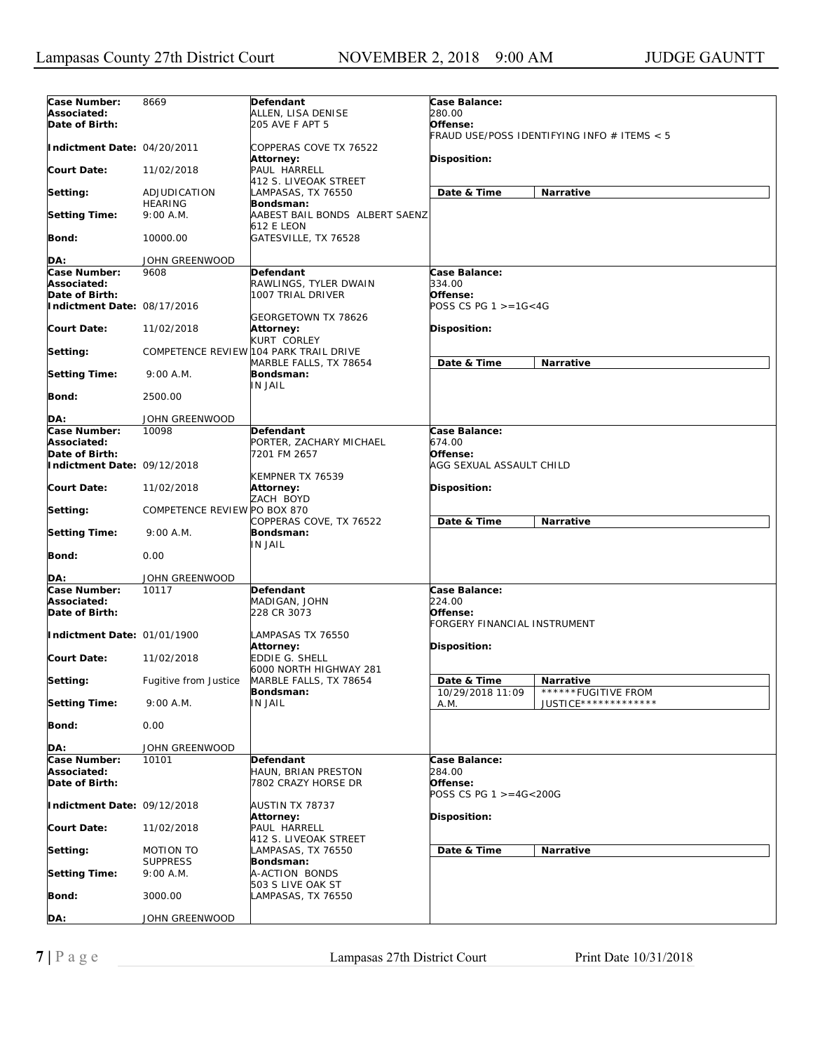| | | | |
|---|---|---|---|
| **Case Number:** 8669<br>**Associated:**<br>**Date of Birth:**<br>**Indictment Date:** 04/20/2011<br>**Court Date:** 11/02/2018<br>**Setting:** ADJUDICATION HEARING<br>**Setting Time:** 9:00 A.M.<br>**Bond:** 10000.00<br>**DA:** JOHN GREENWOOD | **Defendant**<br>ALLEN, LISA DENISE<br>205 AVE F APT 5<br>COPPERAS COVE TX 76522<br>**Attorney:**<br>PAUL HARRELL<br>412 S. LIVEOAK STREET<br>LAMPASAS, TX 76550<br>**Bondsman:**<br>AABEST BAIL BONDS ALBERT SAENZ<br>612 E LEON<br>GATESVILLE, TX 76528 | **Case Balance:**<br>280.00<br>**Offense:**<br>FRAUD USE/POSS IDENTIFYING INFO # ITEMS < 5<br>**Disposition:** | **Date & Time** / **Narrative** |
| **Case Number:** 9608<br>**Associated:**<br>**Date of Birth:**<br>**Indictment Date:** 08/17/2016<br>**Court Date:** 11/02/2018<br>**Setting:** COMPETENCE REVIEW<br>**Setting Time:** 9:00 A.M.<br>**Bond:** 2500.00<br>**DA:** JOHN GREENWOOD | **Defendant**<br>RAWLINGS, TYLER DWAIN<br>1007 TRIAL DRIVER<br>GEORGETOWN TX 78626<br>**Attorney:**<br>KURT CORLEY<br>104 PARK TRAIL DRIVE<br>MARBLE FALLS, TX 78654<br>**Bondsman:**<br>IN JAIL | **Case Balance:**<br>334.00<br>**Offense:**<br>POSS CS PG 1 >=1G<4G<br>**Disposition:** | **Date & Time** / **Narrative** |
| **Case Number:** 10098<br>**Associated:**<br>**Date of Birth:**<br>**Indictment Date:** 09/12/2018<br>**Court Date:** 11/02/2018<br>**Setting:** COMPETENCE REVIEW<br>**Setting Time:** 9:00 A.M.<br>**Bond:** 0.00<br>**DA:** JOHN GREENWOOD | **Defendant**<br>PORTER, ZACHARY MICHAEL<br>7201 FM 2657<br>KEMPNER TX 76539<br>**Attorney:**<br>ZACH BOYD<br>PO BOX 870<br>COPPERAS COVE, TX 76522<br>**Bondsman:**<br>IN JAIL | **Case Balance:**<br>674.00<br>**Offense:**<br>AGG SEXUAL ASSAULT CHILD<br>**Disposition:** | **Date & Time** / **Narrative** |
| **Case Number:** 10117<br>**Associated:**<br>**Date of Birth:**<br>**Indictment Date:** 01/01/1900<br>**Court Date:** 11/02/2018<br>**Setting:** Fugitive from Justice<br>**Setting Time:** 9:00 A.M.<br>**Bond:** 0.00<br>**DA:** JOHN GREENWOOD | **Defendant**<br>MADIGAN, JOHN<br>228 CR 3073<br>LAMPASAS TX 76550<br>**Attorney:**<br>EDDIE G. SHELL<br>6000 NORTH HIGHWAY 281<br>MARBLE FALLS, TX 78654<br>**Bondsman:**<br>IN JAIL | **Case Balance:**<br>224.00<br>**Offense:**<br>FORGERY FINANCIAL INSTRUMENT<br>**Disposition:** | **Date & Time** / **Narrative**<br>10/29/2018 11:09 A.M. / ******FUGITIVE FROM JUSTICE************** |
| **Case Number:** 10101<br>**Associated:**<br>**Date of Birth:**<br>**Indictment Date:** 09/12/2018<br>**Court Date:** 11/02/2018<br>**Setting:** MOTION TO SUPPRESS<br>**Setting Time:** 9:00 A.M.<br>**Bond:** 3000.00<br>**DA:** JOHN GREENWOOD | **Defendant**<br>HAUN, BRIAN PRESTON<br>7802 CRAZY HORSE DR<br>AUSTIN TX 78737<br>**Attorney:**<br>PAUL HARRELL<br>412 S. LIVEOAK STREET<br>LAMPASAS, TX 76550<br>**Bondsman:**<br>A-ACTION BONDS<br>503 S LIVE OAK ST<br>LAMPASAS, TX 76550 | **Case Balance:**<br>284.00<br>**Offense:**<br>POSS CS PG 1 >=4G<200G<br>**Disposition:** | **Date & Time** / **Narrative** |